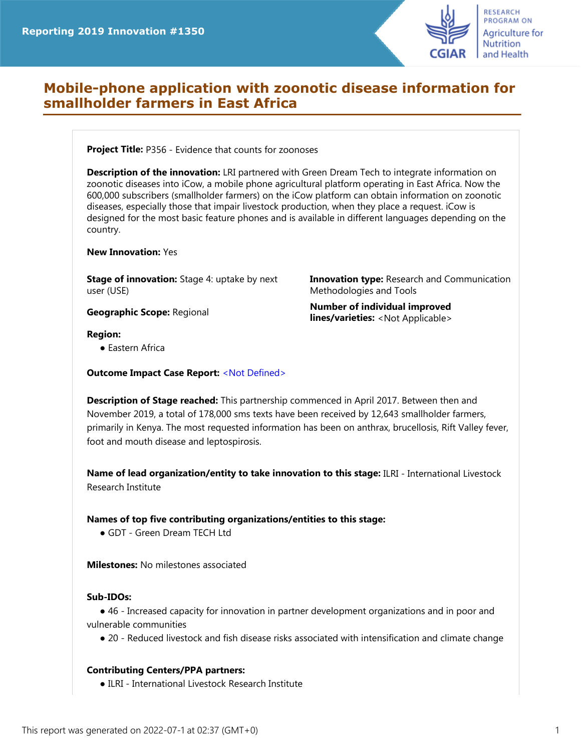Reporting 2019 Innovation #1350

# Mobile-phone application with zoonotic disease information for smallholder farmers in East Africa

**Project Title:** P356 - Evidence that counts for zoonoses

**Description of the innovation:** LRI partnered with Green Dream Tech to integrate information on zoonotic diseases into iCow, a mobile phone agricultural platform operating in East Africa. Now the 600,000 subscribers (smallholder farmers) on the iCow platform can obtain information on zoonotic diseases, especially those that impair livestock production, when they place a request. iCow is designed for the most basic feature phones and is available in different languages depending on the country.

**New Innovation:** Yes

**Stage of innovation:** Stage 4: uptake by next user (USE)

**Innovation type:** Research and Communication Methodologies and Tools

**Geographic Scope:** Regional

**Number of individual improved lines/varieties:** <Not Applicable>

**Region:**

- Eastern Africa

**Outcome Impact Case Report:** <Not Defined>

**Description of Stage reached:** This partnership commenced in April 2017. Between then and November 2019, a total of 178,000 sms texts have been received by 12,643 smallholder farmers, primarily in Kenya. The most requested information has been on anthrax, brucellosis, Rift Valley fever, foot and mouth disease and leptospirosis.

**Name of lead organization/entity to take innovation to this stage:** ILRI - International Livestock Research Institute

**Names of top five contributing organizations/entities to this stage:**

- GDT - Green Dream TECH Ltd

**Milestones:** No milestones associated

**Sub-IDOs:**

- 46 - Increased capacity for innovation in partner development organizations and in poor and vulnerable communities
- 20 - Reduced livestock and fish disease risks associated with intensification and climate change

**Contributing Centers/PPA partners:**

- ILRI - International Livestock Research Institute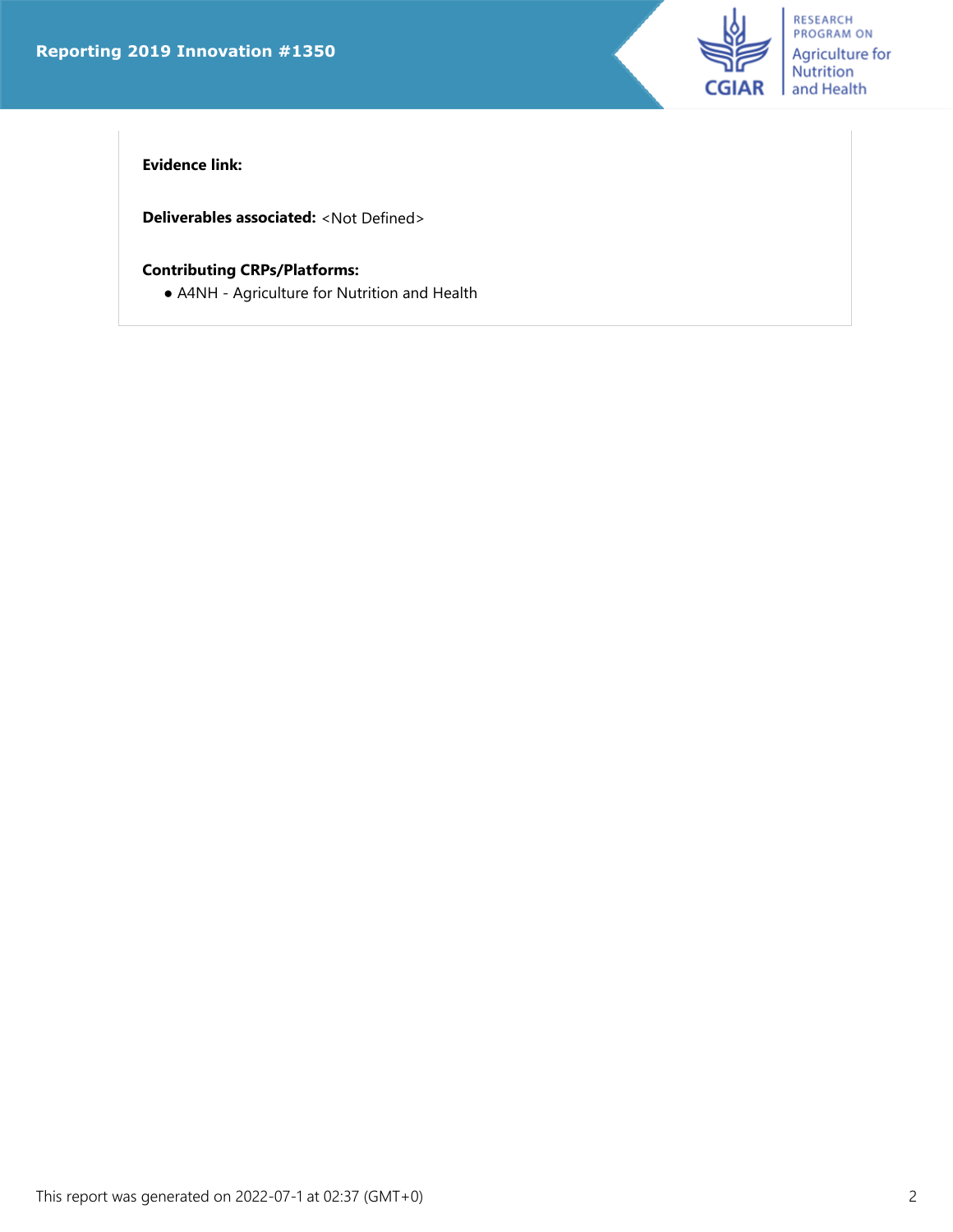**Evidence link:**

**Deliverables associated:** <Not Defined>

**Contributing CRPs/Platforms:**

- A4NH - Agriculture for Nutrition and Health